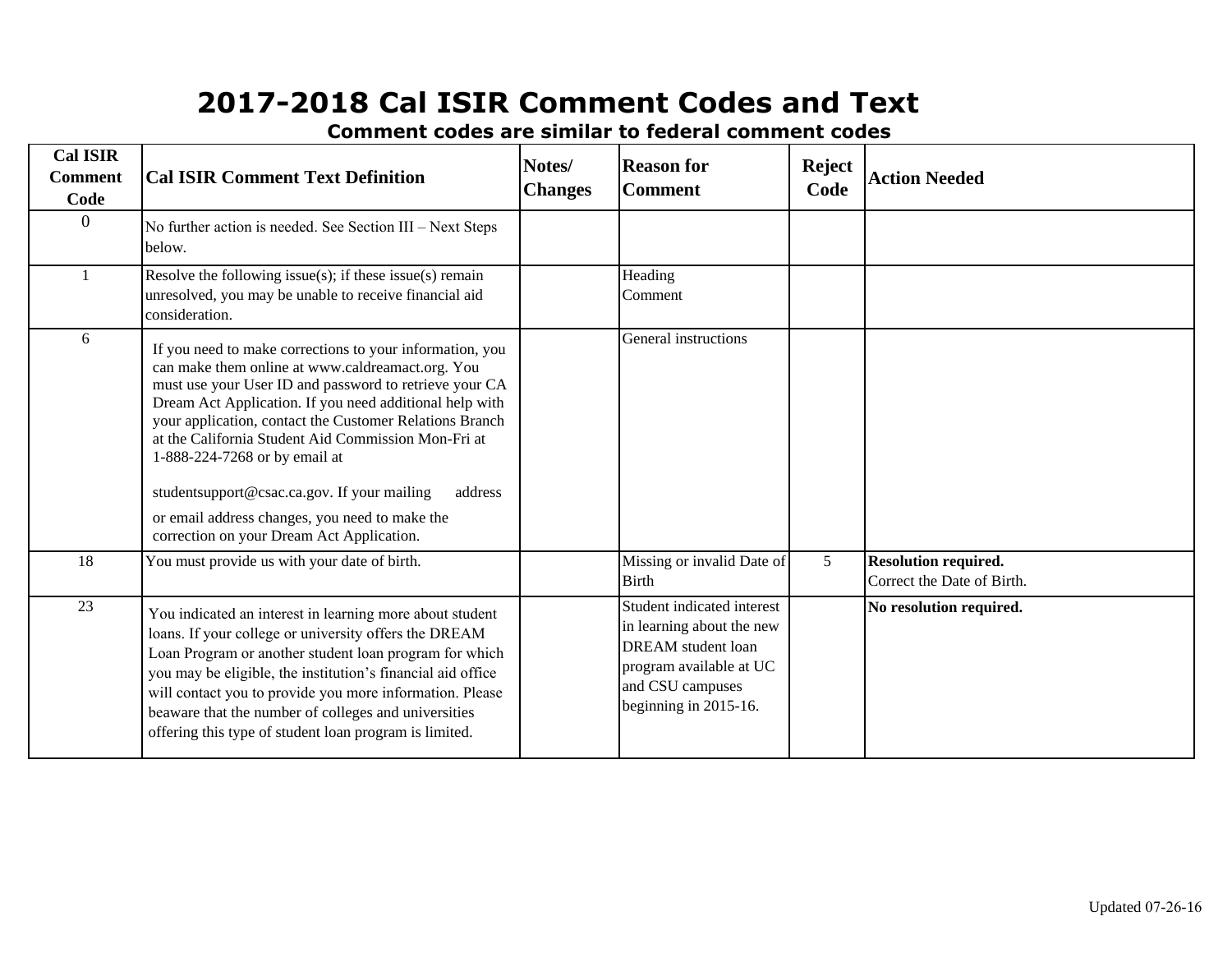# 2017-2018 Cal ISIR Comment Codes and Text

## Comment codes are similar to federal comment codes

| Cal ISIR Comment Code | Cal ISIR Comment Text Definition | Notes/ Changes | Reason for Comment | Reject Code | Action Needed |
|---|---|---|---|---|---|
| 0 | No further action is needed. See Section III – Next Steps below. | | | | |
| 1 | Resolve the following issue(s); if these issue(s) remain unresolved, you may be unable to receive financial aid consideration. | | Heading Comment | | |
| 6 | If you need to make corrections to your information, you can make them online at www.caldreamact.org. You must use your User ID and password to retrieve your CA Dream Act Application. If you need additional help with your application, contact the Customer Relations Branch at the California Student Aid Commission Mon-Fri at 1-888-224-7268 or by email at studentsupport@csac.ca.gov. If your mailing address or email address changes, you need to make the correction on your Dream Act Application. | | General instructions | | |
| 18 | You must provide us with your date of birth. | | Missing or invalid Date of Birth | 5 | **Resolution required.** Correct the Date of Birth. |
| 23 | You indicated an interest in learning more about student loans. If your college or university offers the DREAM Loan Program or another student loan program for which you may be eligible, the institution's financial aid office will contact you to provide you more information. Please beaware that the number of colleges and universities offering this type of student loan program is limited. | | Student indicated interest in learning about the new DREAM student loan program available at UC and CSU campuses beginning in 2015-16. | | **No resolution required.** |

Updated 07-26-16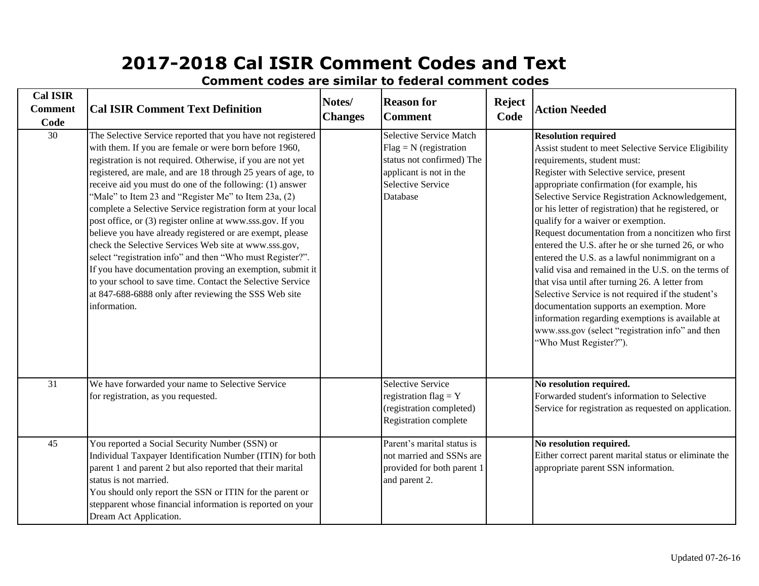# 2017-2018 Cal ISIR Comment Codes and Text

**Comment codes are similar to federal comment codes**

| Cal ISIR Comment Code | Cal ISIR Comment Text Definition | Notes/ Changes | Reason for Comment | Reject Code | Action Needed |
|---|---|---|---|---|---|
| 30 | The Selective Service reported that you have not registered with them. If you are female or were born before 1960, registration is not required. Otherwise, if you are not yet registered, are male, and are 18 through 25 years of age, to receive aid you must do one of the following: (1) answer "Male" to Item 23 and "Register Me" to Item 23a, (2) complete a Selective Service registration form at your local post office, or (3) register online at www.sss.gov. If you believe you have already registered or are exempt, please check the Selective Services Web site at www.sss.gov, select "registration info" and then "Who must Register?". If you have documentation proving an exemption, submit it to your school to save time. Contact the Selective Service at 847-688-6888 only after reviewing the SSS Web site information. | | Selective Service Match Flag = N (registration status not confirmed) The applicant is not in the Selective Service Database | | **Resolution required** Assist student to meet Selective Service Eligibility requirements, student must: Register with Selective service, present appropriate confirmation (for example, his Selective Service Registration Acknowledgement, or his letter of registration) that he registered, or qualify for a waiver or exemption. Request documentation from a noncitizen who first entered the U.S. after he or she turned 26, or who entered the U.S. as a lawful nonimmigrant on a valid visa and remained in the U.S. on the terms of that visa until after turning 26. A letter from Selective Service is not required if the student's documentation supports an exemption. More information regarding exemptions is available at www.sss.gov (select "registration info" and then "Who Must Register?"). |
| 31 | We have forwarded your name to Selective Service for registration, as you requested. | | Selective Service registration flag = Y (registration completed) Registration complete | | **No resolution required.** Forwarded student's information to Selective Service for registration as requested on application. |
| 45 | You reported a Social Security Number (SSN) or Individual Taxpayer Identification Number (ITIN) for both parent 1 and parent 2 but also reported that their marital status is not married. You should only report the SSN or ITIN for the parent or stepparent whose financial information is reported on your Dream Act Application. | | Parent's marital status is not married and SSNs are provided for both parent 1 and parent 2. | | **No resolution required.** Either correct parent marital status or eliminate the appropriate parent SSN information. |

Updated 07-26-16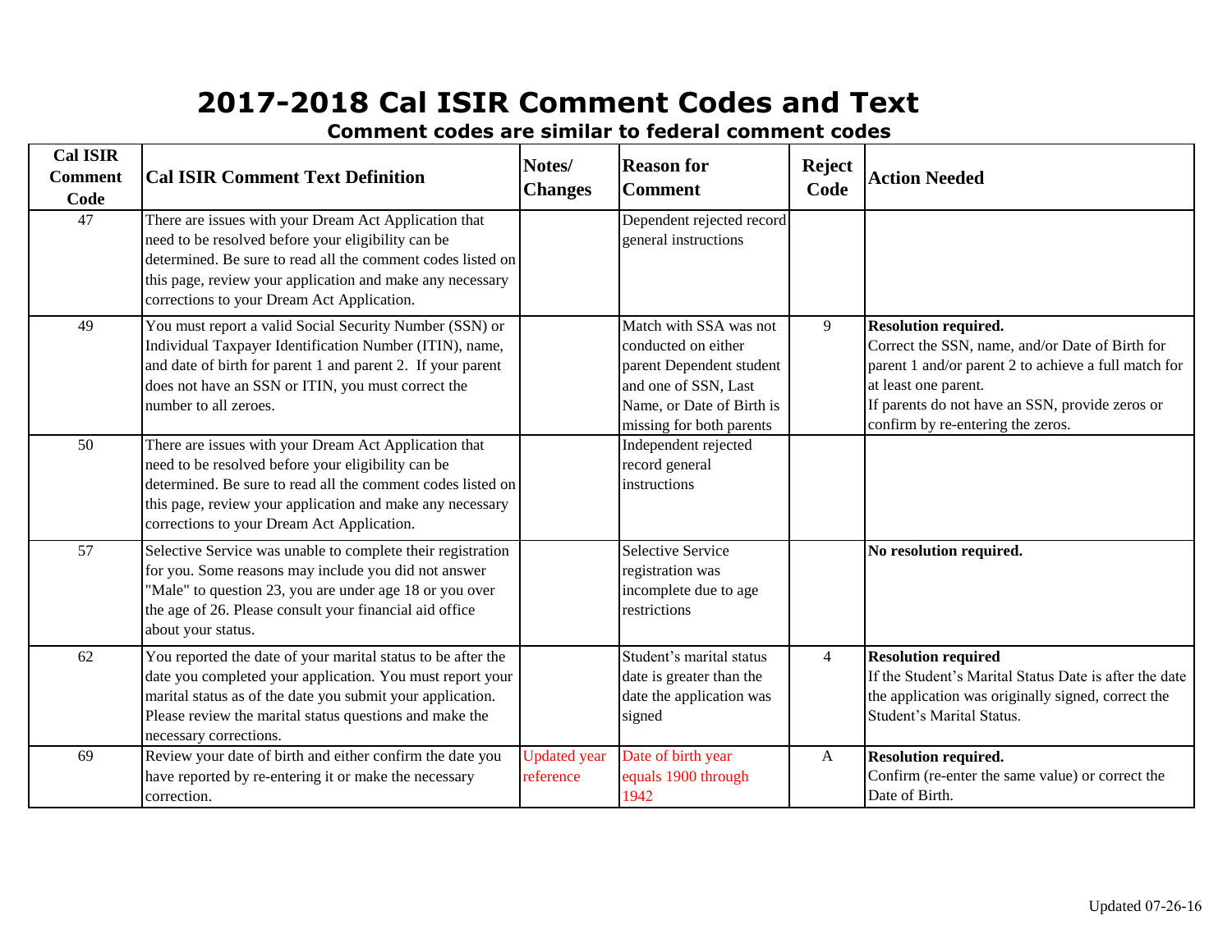# 2017-2018 Cal ISIR Comment Codes and Text

### Comment codes are similar to federal comment codes

| Cal ISIR Comment Code | Cal ISIR Comment Text Definition | Notes/ Changes | Reason for Comment | Reject Code | Action Needed |
|---|---|---|---|---|---|
| 47 | There are issues with your Dream Act Application that need to be resolved before your eligibility can be determined. Be sure to read all the comment codes listed on this page, review your application and make any necessary corrections to your Dream Act Application. | | Dependent rejected record general instructions | | |
| 49 | You must report a valid Social Security Number (SSN) or Individual Taxpayer Identification Number (ITIN), name, and date of birth for parent 1 and parent 2. If your parent does not have an SSN or ITIN, you must correct the number to all zeroes. | | Match with SSA was not conducted on either parent Dependent student and one of SSN, Last Name, or Date of Birth is missing for both parents | 9 | **Resolution required.** Correct the SSN, name, and/or Date of Birth for parent 1 and/or parent 2 to achieve a full match for at least one parent. If parents do not have an SSN, provide zeros or confirm by re-entering the zeros. |
| 50 | There are issues with your Dream Act Application that need to be resolved before your eligibility can be determined. Be sure to read all the comment codes listed on this page, review your application and make any necessary corrections to your Dream Act Application. | | Independent rejected record general instructions | | |
| 57 | Selective Service was unable to complete their registration for you. Some reasons may include you did not answer "Male" to question 23, you are under age 18 or you over the age of 26. Please consult your financial aid office about your status. | | Selective Service registration was incomplete due to age restrictions | | **No resolution required.** |
| 62 | You reported the date of your marital status to be after the date you completed your application. You must report your marital status as of the date you submit your application. Please review the marital status questions and make the necessary corrections. | | Student's marital status date is greater than the date the application was signed | 4 | **Resolution required** If the Student's Marital Status Date is after the date the application was originally signed, correct the Student's Marital Status. |
| 69 | Review your date of birth and either confirm the date you have reported by re-entering it or make the necessary correction. | Updated year reference | Date of birth year equals 1900 through 1942 | A | **Resolution required.** Confirm (re-enter the same value) or correct the Date of Birth. |

Updated 07-26-16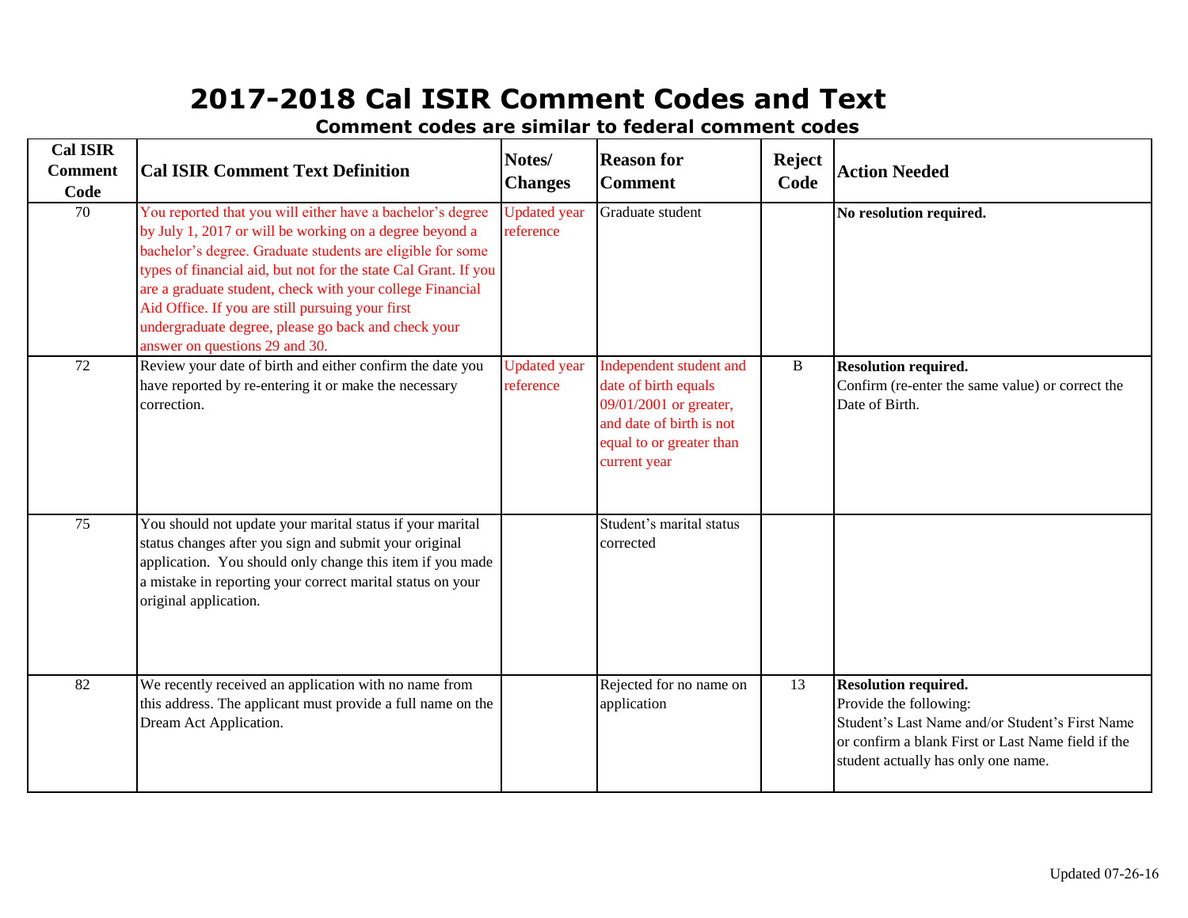# 2017-2018 Cal ISIR Comment Codes and Text

## Comment codes are similar to federal comment codes

| Cal ISIR Comment Code | Cal ISIR Comment Text Definition | Notes/ Changes | Reason for Comment | Reject Code | Action Needed |
|---|---|---|---|---|---|
| 70 | You reported that you will either have a bachelor's degree by July 1, 2017 or will be working on a degree beyond a bachelor's degree. Graduate students are eligible for some types of financial aid, but not for the state Cal Grant. If you are a graduate student, check with your college Financial Aid Office. If you are still pursuing your first undergraduate degree, please go back and check your answer on questions 29 and 30. | Updated year reference | Graduate student | | **No resolution required.** |
| 72 | Review your date of birth and either confirm the date you have reported by re-entering it or make the necessary correction. | Updated year reference | Independent student and date of birth equals 09/01/2001 or greater, and date of birth is not equal to or greater than current year | B | **Resolution required.** Confirm (re-enter the same value) or correct the Date of Birth. |
| 75 | You should not update your marital status if your marital status changes after you sign and submit your original application. You should only change this item if you made a mistake in reporting your correct marital status on your original application. | | Student's marital status corrected | | |
| 82 | We recently received an application with no name from this address. The applicant must provide a full name on the Dream Act Application. | | Rejected for no name on application | 13 | **Resolution required.** Provide the following: Student's Last Name and/or Student's First Name or confirm a blank First or Last Name field if the student actually has only one name. |

Updated 07-26-16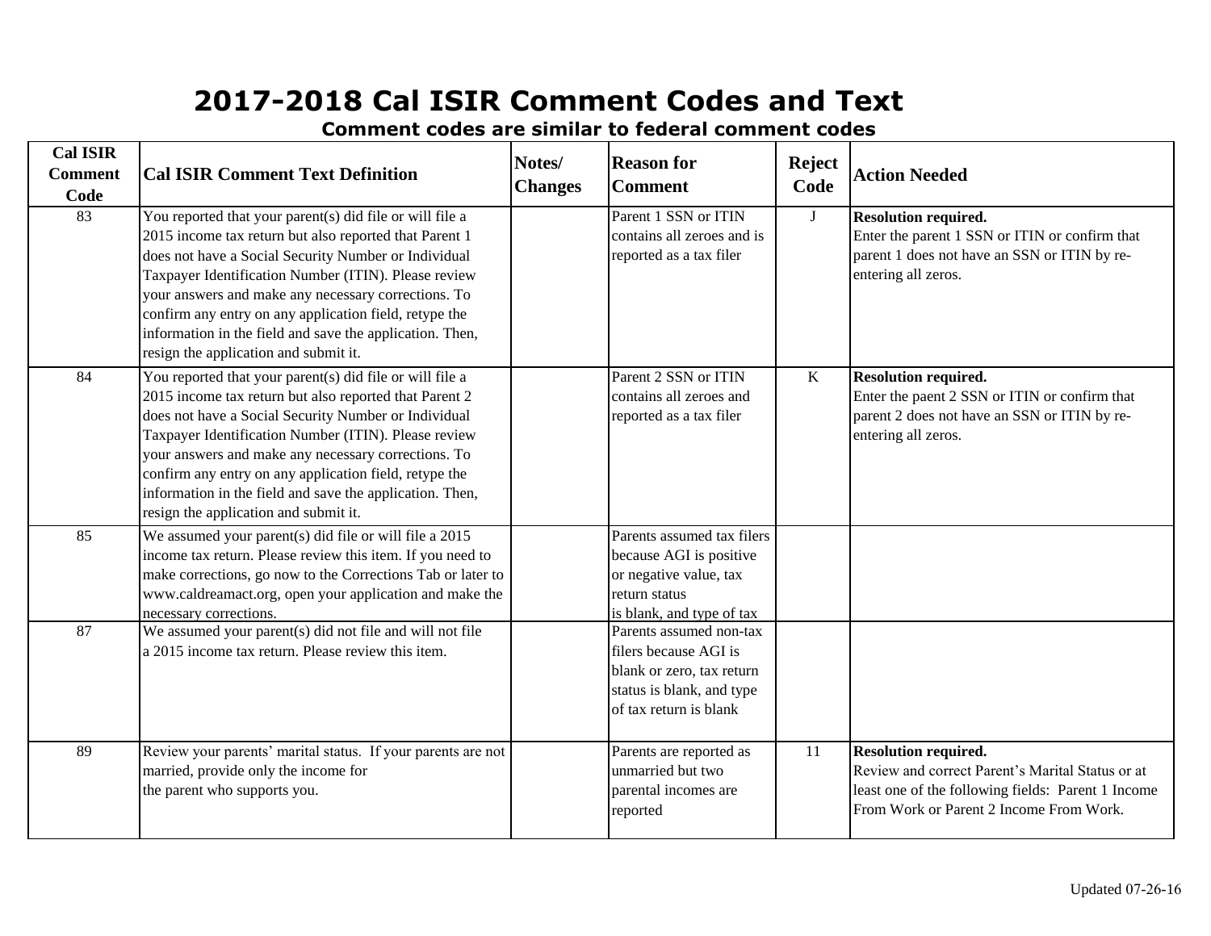# 2017-2018 Cal ISIR Comment Codes and Text

## Comment codes are similar to federal comment codes

| Cal ISIR Comment Code | Cal ISIR Comment Text Definition | Notes/ Changes | Reason for Comment | Reject Code | Action Needed |
|---|---|---|---|---|---|
| 83 | You reported that your parent(s) did file or will file a 2015 income tax return but also reported that Parent 1 does not have a Social Security Number or Individual Taxpayer Identification Number (ITIN). Please review your answers and make any necessary corrections. To confirm any entry on any application field, retype the information in the field and save the application. Then, resign the application and submit it. | | Parent 1 SSN or ITIN contains all zeroes and is reported as a tax filer | J | **Resolution required.** Enter the parent 1 SSN or ITIN or confirm that parent 1 does not have an SSN or ITIN by re-entering all zeros. |
| 84 | You reported that your parent(s) did file or will file a 2015 income tax return but also reported that Parent 2 does not have a Social Security Number or Individual Taxpayer Identification Number (ITIN). Please review your answers and make any necessary corrections. To confirm any entry on any application field, retype the information in the field and save the application. Then, resign the application and submit it. | | Parent 2 SSN or ITIN contains all zeroes and reported as a tax filer | K | **Resolution required.** Enter the paent 2 SSN or ITIN or confirm that parent 2 does not have an SSN or ITIN by re-entering all zeros. |
| 85 | We assumed your parent(s) did file or will file a 2015 income tax return. Please review this item. If you need to make corrections, go now to the Corrections Tab or later to www.caldreamact.org, open your application and make the necessary corrections. | | Parents assumed tax filers because AGI is positive or negative value, tax return status is blank, and type of tax | | |
| 87 | We assumed your parent(s) did not file and will not file a 2015 income tax return. Please review this item. | | Parents assumed non-tax filers because AGI is blank or zero, tax return status is blank, and type of tax return is blank | | |
| 89 | Review your parents' marital status. If your parents are not married, provide only the income for the parent who supports you. | | Parents are reported as unmarried but two parental incomes are reported | 11 | **Resolution required.** Review and correct Parent's Marital Status or at least one of the following fields: Parent 1 Income From Work or Parent 2 Income From Work. |

Updated 07-26-16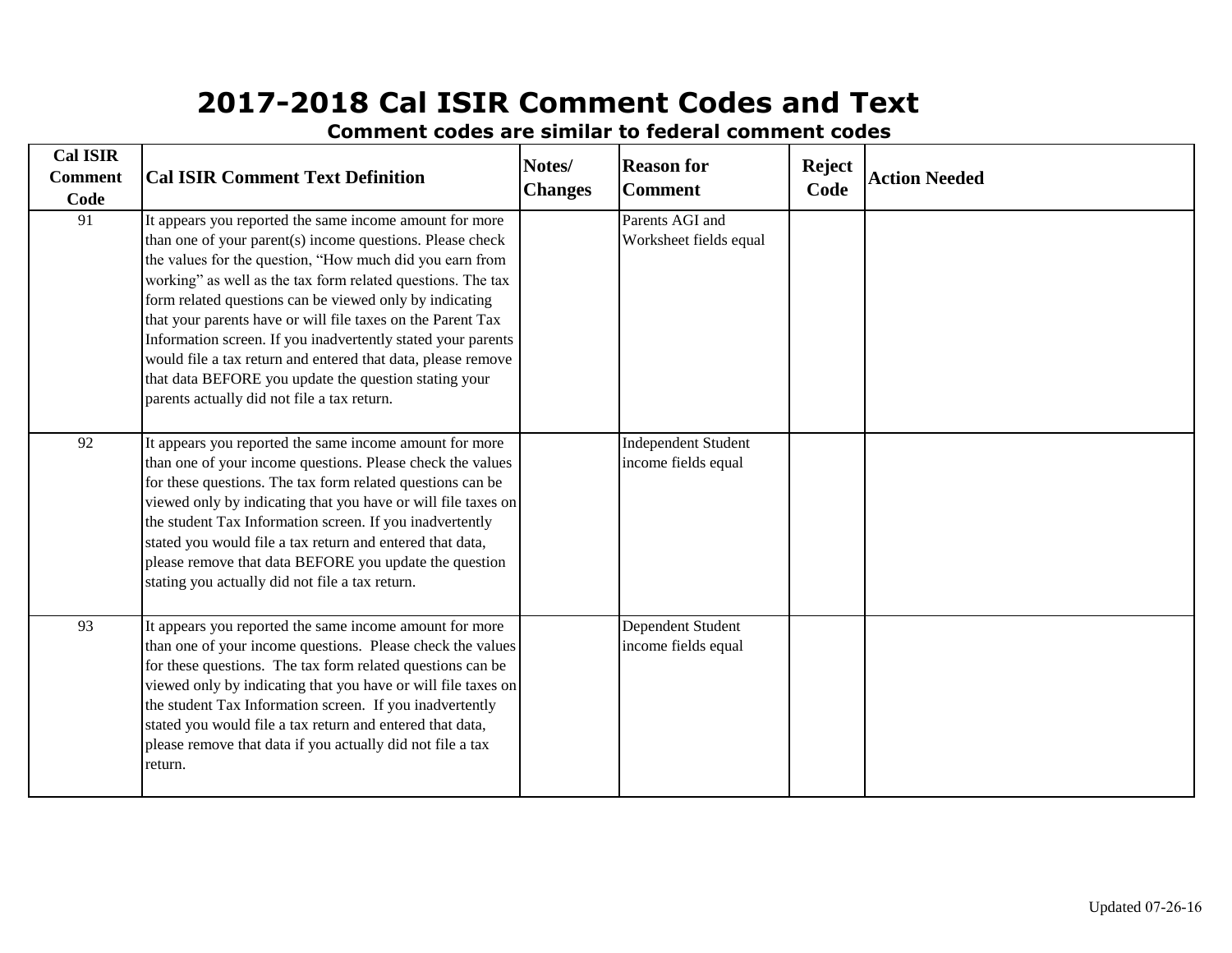# 2017-2018 Cal ISIR Comment Codes and Text

## Comment codes are similar to federal comment codes

| Cal ISIR Comment Code | Cal ISIR Comment Text Definition | Notes/ Changes | Reason for Comment | Reject Code | Action Needed |
|---|---|---|---|---|---|
| 91 | It appears you reported the same income amount for more than one of your parent(s) income questions. Please check the values for the question, "How much did you earn from working" as well as the tax form related questions. The tax form related questions can be viewed only by indicating that your parents have or will file taxes on the Parent Tax Information screen. If you inadvertently stated your parents would file a tax return and entered that data, please remove that data BEFORE you update the question stating your parents actually did not file a tax return. | | Parents AGI and Worksheet fields equal | | |
| 92 | It appears you reported the same income amount for more than one of your income questions. Please check the values for these questions. The tax form related questions can be viewed only by indicating that you have or will file taxes on the student Tax Information screen. If you inadvertently stated you would file a tax return and entered that data, please remove that data BEFORE you update the question stating you actually did not file a tax return. | | Independent Student income fields equal | | |
| 93 | It appears you reported the same income amount for more than one of your income questions. Please check the values for these questions. The tax form related questions can be viewed only by indicating that you have or will file taxes on the student Tax Information screen. If you inadvertently stated you would file a tax return and entered that data, please remove that data if you actually did not file a tax return. | | Dependent Student income fields equal | | |

Updated 07-26-16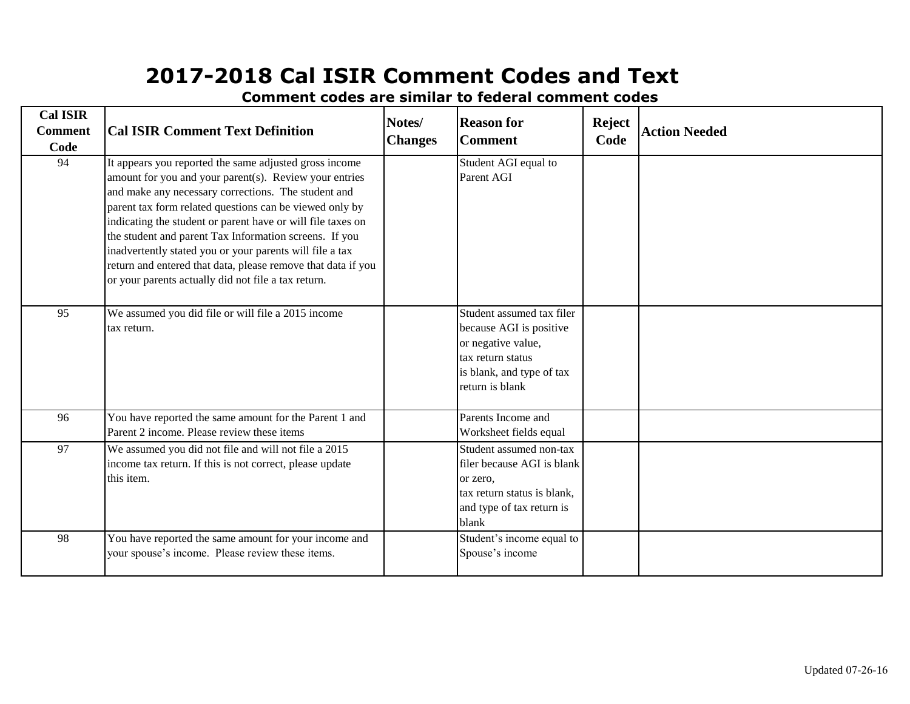# 2017-2018 Cal ISIR Comment Codes and Text

**Comment codes are similar to federal comment codes**

| Cal ISIR Comment Code | Cal ISIR Comment Text Definition | Notes/ Changes | Reason for Comment | Reject Code | Action Needed |
|---|---|---|---|---|---|
| 94 | It appears you reported the same adjusted gross income amount for you and your parent(s). Review your entries and make any necessary corrections. The student and parent tax form related questions can be viewed only by indicating the student or parent have or will file taxes on the student and parent Tax Information screens. If you inadvertently stated you or your parents will file a tax return and entered that data, please remove that data if you or your parents actually did not file a tax return. | | Student AGI equal to Parent AGI | | |
| 95 | We assumed you did file or will file a 2015 income tax return. | | Student assumed tax filer because AGI is positive or negative value, tax return status is blank, and type of tax return is blank | | |
| 96 | You have reported the same amount for the Parent 1 and Parent 2 income. Please review these items | | Parents Income and Worksheet fields equal | | |
| 97 | We assumed you did not file and will not file a 2015 income tax return. If this is not correct, please update this item. | | Student assumed non-tax filer because AGI is blank or zero, tax return status is blank, and type of tax return is blank | | |
| 98 | You have reported the same amount for your income and your spouse's income. Please review these items. | | Student's income equal to Spouse's income | | |

Updated 07-26-16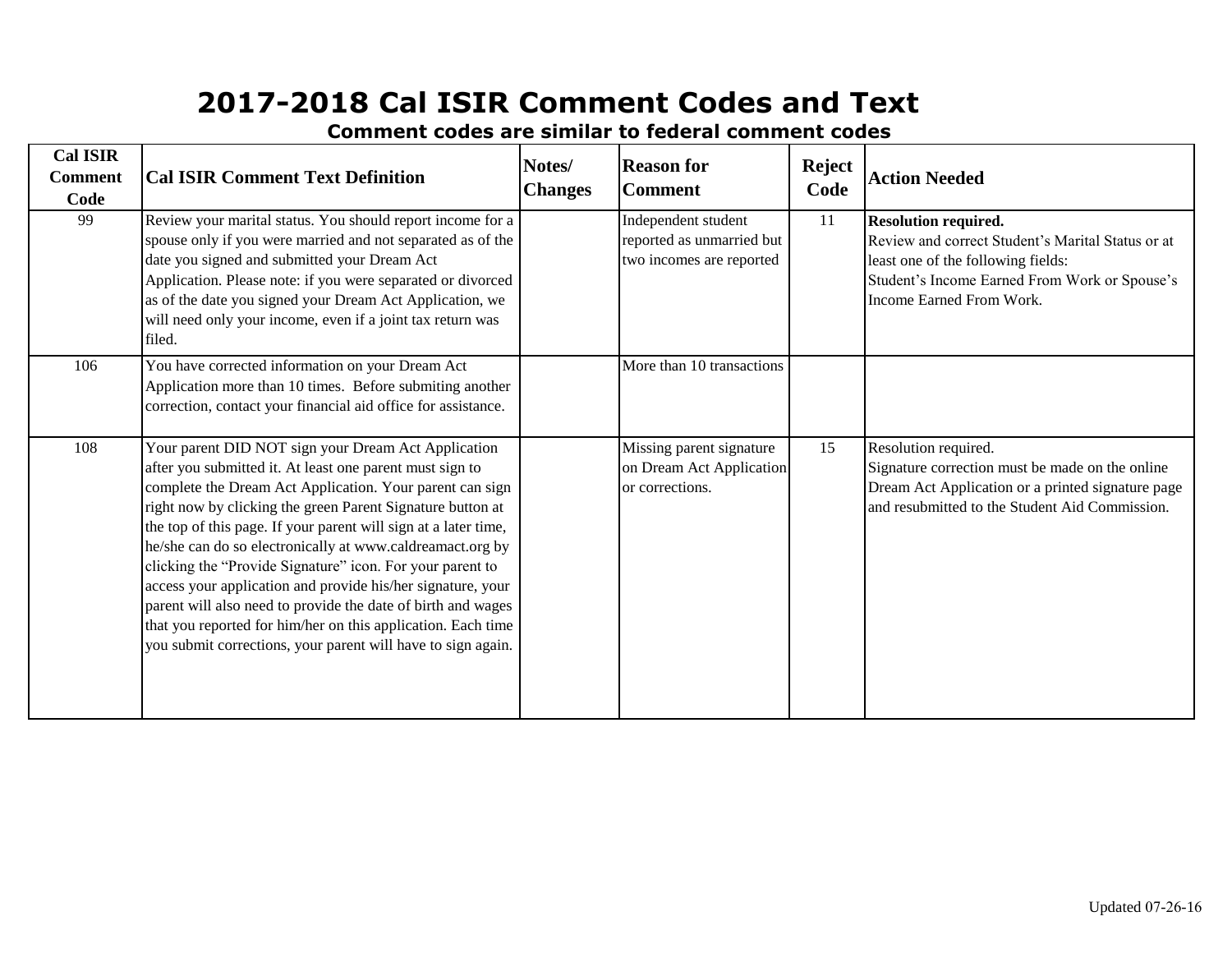# 2017-2018 Cal ISIR Comment Codes and Text

**Comment codes are similar to federal comment codes**

| Cal ISIR Comment Code | Cal ISIR Comment Text Definition | Notes/ Changes | Reason for Comment | Reject Code | Action Needed |
|---|---|---|---|---|---|
| 99 | Review your marital status. You should report income for a spouse only if you were married and not separated as of the date you signed and submitted your Dream Act Application. Please note: if you were separated or divorced as of the date you signed your Dream Act Application, we will need only your income, even if a joint tax return was filed. | | Independent student reported as unmarried but two incomes are reported | 11 | **Resolution required.** Review and correct Student's Marital Status or at least one of the following fields: Student's Income Earned From Work or Spouse's Income Earned From Work. |
| 106 | You have corrected information on your Dream Act Application more than 10 times. Before submiting another correction, contact your financial aid office for assistance. | | More than 10 transactions | | |
| 108 | Your parent DID NOT sign your Dream Act Application after you submitted it. At least one parent must sign to complete the Dream Act Application. Your parent can sign right now by clicking the green Parent Signature button at the top of this page. If your parent will sign at a later time, he/she can do so electronically at www.caldreamact.org by clicking the "Provide Signature" icon. For your parent to access your application and provide his/her signature, your parent will also need to provide the date of birth and wages that you reported for him/her on this application. Each time you submit corrections, your parent will have to sign again. | | Missing parent signature on Dream Act Application or corrections. | 15 | Resolution required. Signature correction must be made on the online Dream Act Application or a printed signature page and resubmitted to the Student Aid Commission. |

Updated 07-26-16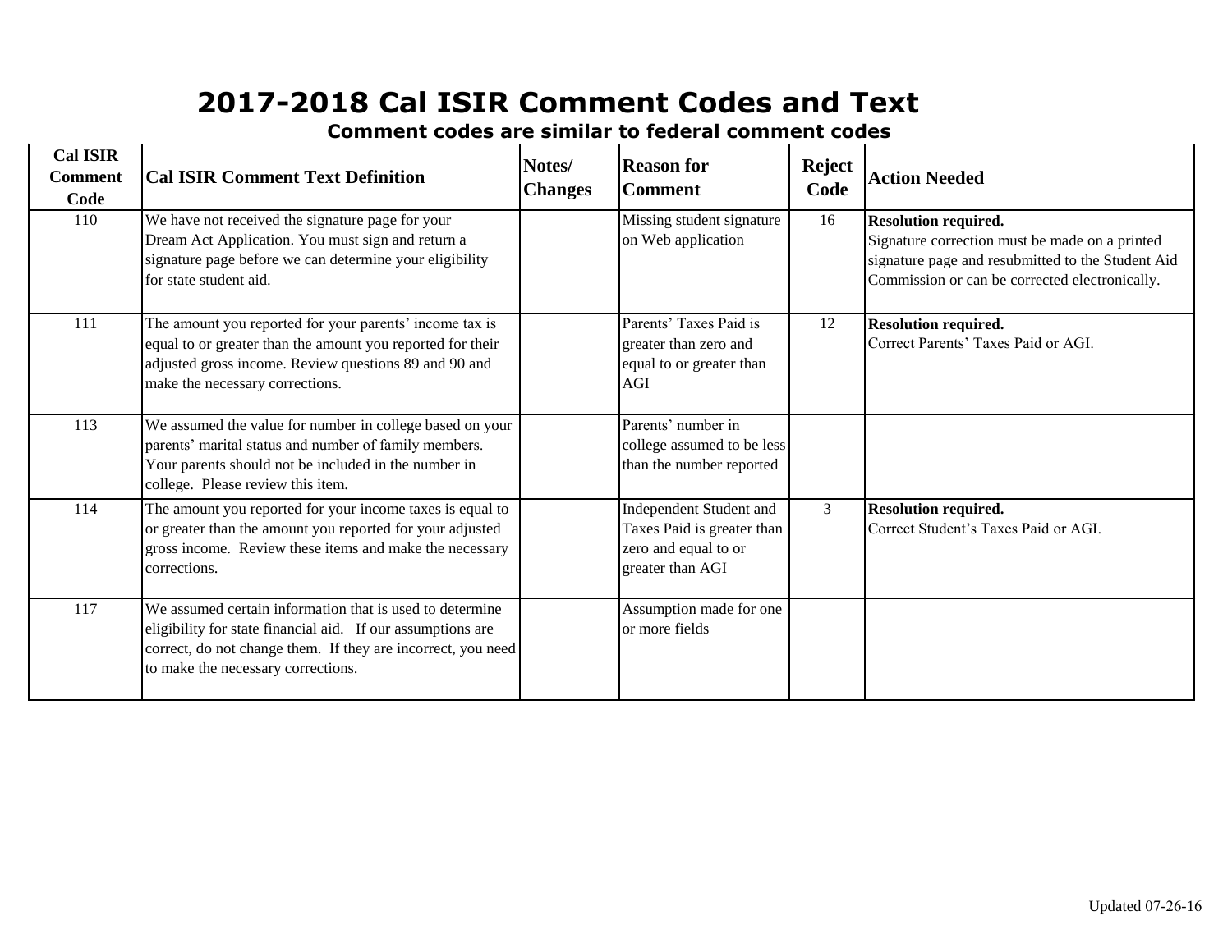# 2017-2018 Cal ISIR Comment Codes and Text

## Comment codes are similar to federal comment codes

| Cal ISIR Comment Code | Cal ISIR Comment Text Definition | Notes/ Changes | Reason for Comment | Reject Code | Action Needed |
|---|---|---|---|---|---|
| 110 | We have not received the signature page for your Dream Act Application. You must sign and return a signature page before we can determine your eligibility for state student aid. | | Missing student signature on Web application | 16 | **Resolution required.** Signature correction must be made on a printed signature page and resubmitted to the Student Aid Commission or can be corrected electronically. |
| 111 | The amount you reported for your parents' income tax is equal to or greater than the amount you reported for their adjusted gross income. Review questions 89 and 90 and make the necessary corrections. | | Parents' Taxes Paid is greater than zero and equal to or greater than AGI | 12 | **Resolution required.** Correct Parents' Taxes Paid or AGI. |
| 113 | We assumed the value for number in college based on your parents' marital status and number of family members. Your parents should not be included in the number in college. Please review this item. | | Parents' number in college assumed to be less than the number reported | | |
| 114 | The amount you reported for your income taxes is equal to or greater than the amount you reported for your adjusted gross income. Review these items and make the necessary corrections. | | Independent Student and Taxes Paid is greater than zero and equal to or greater than AGI | 3 | **Resolution required.** Correct Student's Taxes Paid or AGI. |
| 117 | We assumed certain information that is used to determine eligibility for state financial aid. If our assumptions are correct, do not change them. If they are incorrect, you need to make the necessary corrections. | | Assumption made for one or more fields | | |

Updated 07-26-16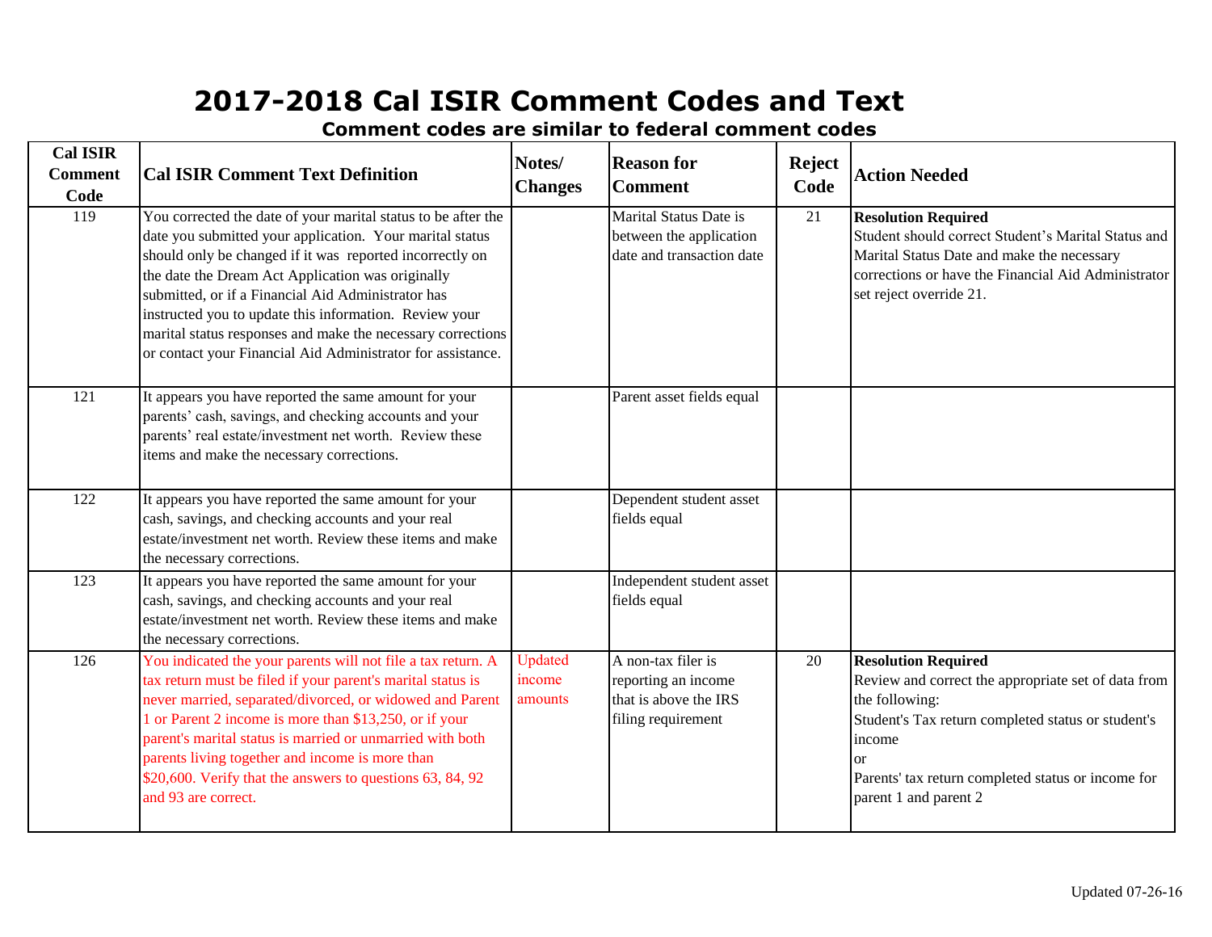# 2017-2018 Cal ISIR Comment Codes and Text

### Comment codes are similar to federal comment codes

| Cal ISIR Comment Code | Cal ISIR Comment Text Definition | Notes/ Changes | Reason for Comment | Reject Code | Action Needed |
|---|---|---|---|---|---|
| 119 | You corrected the date of your marital status to be after the date you submitted your application. Your marital status should only be changed if it was reported incorrectly on the date the Dream Act Application was originally submitted, or if a Financial Aid Administrator has instructed you to update this information. Review your marital status responses and make the necessary corrections or contact your Financial Aid Administrator for assistance. | | Marital Status Date is between the application date and transaction date | 21 | **Resolution Required** Student should correct Student's Marital Status and Marital Status Date and make the necessary corrections or have the Financial Aid Administrator set reject override 21. |
| 121 | It appears you have reported the same amount for your parents' cash, savings, and checking accounts and your parents' real estate/investment net worth. Review these items and make the necessary corrections. | | Parent asset fields equal | | |
| 122 | It appears you have reported the same amount for your cash, savings, and checking accounts and your real estate/investment net worth. Review these items and make the necessary corrections. | | Dependent student asset fields equal | | |
| 123 | It appears you have reported the same amount for your cash, savings, and checking accounts and your real estate/investment net worth. Review these items and make the necessary corrections. | | Independent student asset fields equal | | |
| 126 | You indicated the your parents will not file a tax return. A tax return must be filed if your parent's marital status is never married, separated/divorced, or widowed and Parent 1 or Parent 2 income is more than $13,250, or if your parent's marital status is married or unmarried with both parents living together and income is more than $20,600. Verify that the answers to questions 63, 84, 92 and 93 are correct. | Updated income amounts | A non-tax filer is reporting an income that is above the IRS filing requirement | 20 | **Resolution Required** Review and correct the appropriate set of data from the following: Student's Tax return completed status or student's income or Parents' tax return completed status or income for parent 1 and parent 2 |

Updated 07-26-16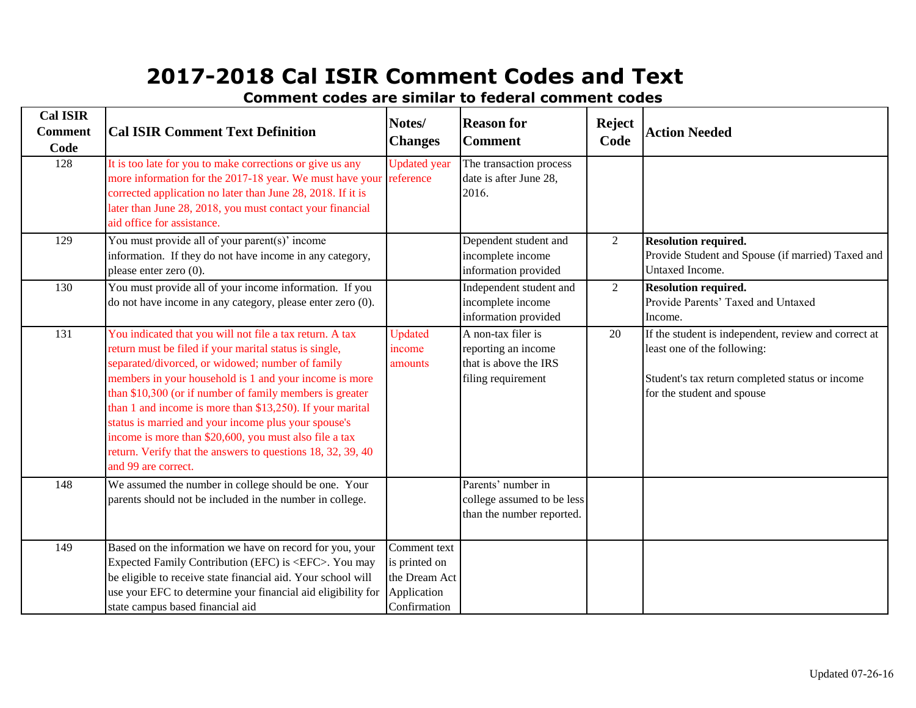# 2017-2018 Cal ISIR Comment Codes and Text

## Comment codes are similar to federal comment codes

| Cal ISIR Comment Code | Cal ISIR Comment Text Definition | Notes/ Changes | Reason for Comment | Reject Code | Action Needed |
|---|---|---|---|---|---|
| 128 | It is too late for you to make corrections or give us any more information for the 2017-18 year. We must have your corrected application no later than June 28, 2018. If it is later than June 28, 2018, you must contact your financial aid office for assistance. | Updated year reference | The transaction process date is after June 28, 2016. | | |
| 129 | You must provide all of your parent(s)' income information. If they do not have income in any category, please enter zero (0). | | Dependent student and incomplete income information provided | 2 | **Resolution required.** Provide Student and Spouse (if married) Taxed and Untaxed Income. |
| 130 | You must provide all of your income information. If you do not have income in any category, please enter zero (0). | | Independent student and incomplete income information provided | 2 | **Resolution required.** Provide Parents' Taxed and Untaxed Income. |
| 131 | You indicated that you will not file a tax return. A tax return must be filed if your marital status is single, separated/divorced, or widowed; number of family members in your household is 1 and your income is more than $10,300 (or if number of family members is greater than 1 and income is more than $13,250). If your marital status is married and your income plus your spouse's income is more than $20,600, you must also file a tax return. Verify that the answers to questions 18, 32, 39, 40 and 99 are correct. | Updated income amounts | A non-tax filer is reporting an income that is above the IRS filing requirement | 20 | If the student is independent, review and correct at least one of the following:<br><br>Student's tax return completed status or income for the student and spouse |
| 148 | We assumed the number in college should be one. Your parents should not be included in the number in college. | | Parents' number in college assumed to be less than the number reported. | | |
| 149 | Based on the information we have on record for you, your Expected Family Contribution (EFC) is <EFC>. You may be eligible to receive state financial aid. Your school will use your EFC to determine your financial aid eligibility for state campus based financial aid | Comment text is printed on the Dream Act Application Confirmation | | | |

Updated 07-26-16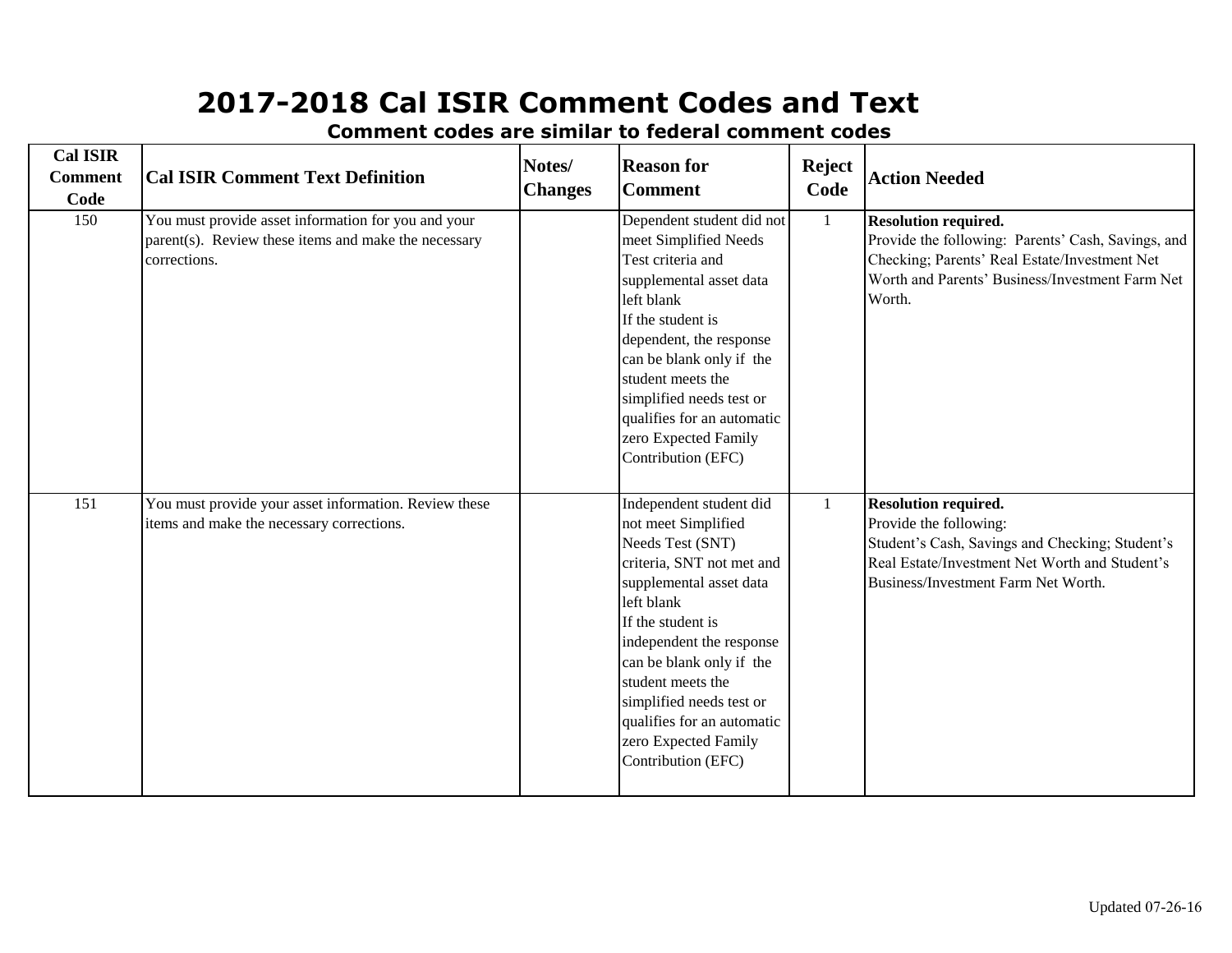# 2017-2018 Cal ISIR Comment Codes and Text

**Comment codes are similar to federal comment codes**

| Cal ISIR Comment Code | Cal ISIR Comment Text Definition | Notes/ Changes | Reason for Comment | Reject Code | Action Needed |
|---|---|---|---|---|---|
| 150 | You must provide asset information for you and your parent(s). Review these items and make the necessary corrections. | | Dependent student did not meet Simplified Needs Test criteria and supplemental asset data left blank If the student is dependent, the response can be blank only if the student meets the simplified needs test or qualifies for an automatic zero Expected Family Contribution (EFC) | 1 | **Resolution required.** Provide the following: Parents' Cash, Savings, and Checking; Parents' Real Estate/Investment Net Worth and Parents' Business/Investment Farm Net Worth. |
| 151 | You must provide your asset information. Review these items and make the necessary corrections. | | Independent student did not meet Simplified Needs Test (SNT) criteria, SNT not met and supplemental asset data left blank If the student is independent the response can be blank only if the student meets the simplified needs test or qualifies for an automatic zero Expected Family Contribution (EFC) | 1 | **Resolution required.** Provide the following: Student's Cash, Savings and Checking; Student's Real Estate/Investment Net Worth and Student's Business/Investment Farm Net Worth. |

Updated 07-26-16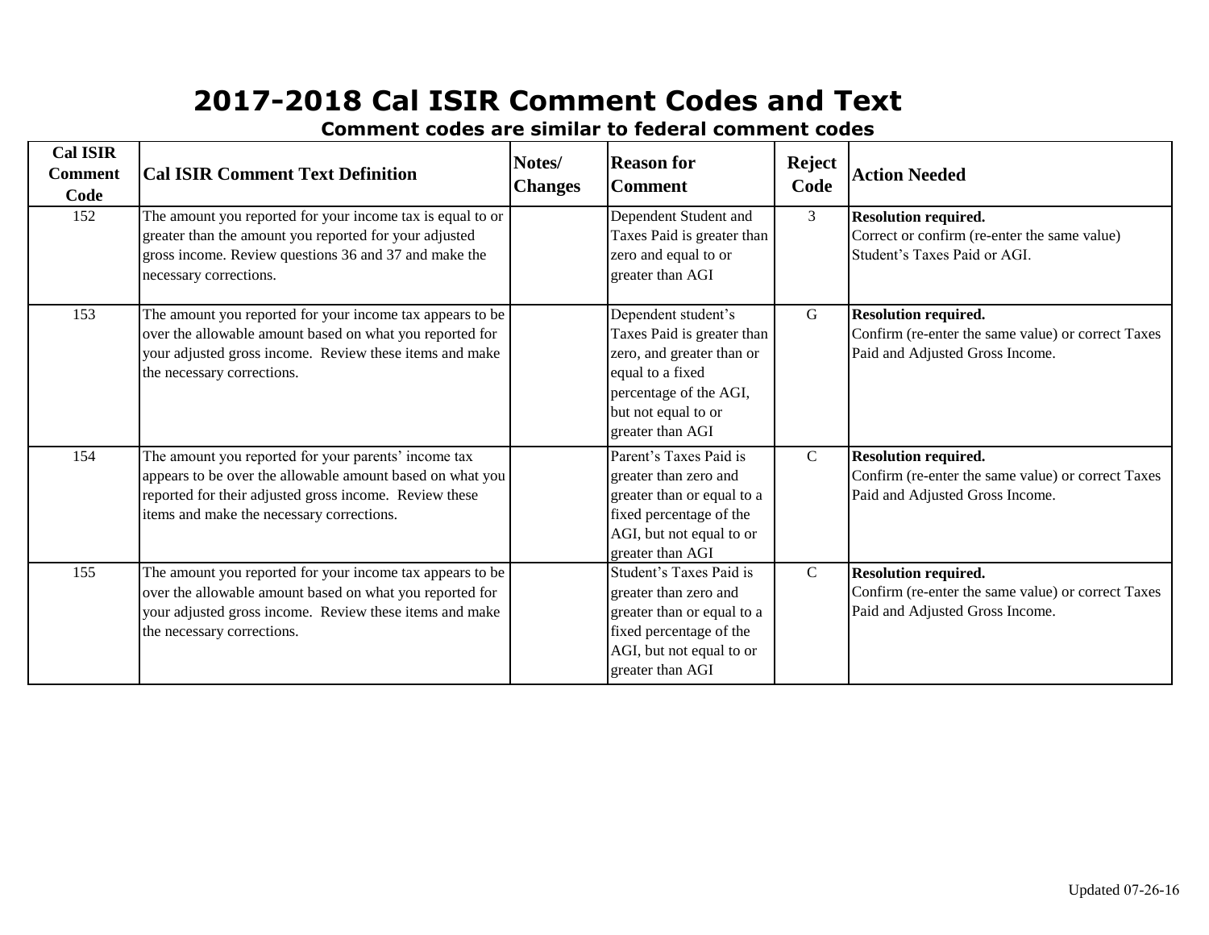# 2017-2018 Cal ISIR Comment Codes and Text

**Comment codes are similar to federal comment codes**

| Cal ISIR Comment Code | Cal ISIR Comment Text Definition | Notes/ Changes | Reason for Comment | Reject Code | Action Needed |
|---|---|---|---|---|---|
| 152 | The amount you reported for your income tax is equal to or greater than the amount you reported for your adjusted gross income. Review questions 36 and 37 and make the necessary corrections. | | Dependent Student and Taxes Paid is greater than zero and equal to or greater than AGI | 3 | **Resolution required.** Correct or confirm (re-enter the same value) Student's Taxes Paid or AGI. |
| 153 | The amount you reported for your income tax appears to be over the allowable amount based on what you reported for your adjusted gross income. Review these items and make the necessary corrections. | | Dependent student's Taxes Paid is greater than zero, and greater than or equal to a fixed percentage of the AGI, but not equal to or greater than AGI | G | **Resolution required.** Confirm (re-enter the same value) or correct Taxes Paid and Adjusted Gross Income. |
| 154 | The amount you reported for your parents' income tax appears to be over the allowable amount based on what you reported for their adjusted gross income. Review these items and make the necessary corrections. | | Parent's Taxes Paid is greater than zero and greater than or equal to a fixed percentage of the AGI, but not equal to or greater than AGI | C | **Resolution required.** Confirm (re-enter the same value) or correct Taxes Paid and Adjusted Gross Income. |
| 155 | The amount you reported for your income tax appears to be over the allowable amount based on what you reported for your adjusted gross income. Review these items and make the necessary corrections. | | Student's Taxes Paid is greater than zero and greater than or equal to a fixed percentage of the AGI, but not equal to or greater than AGI | C | **Resolution required.** Confirm (re-enter the same value) or correct Taxes Paid and Adjusted Gross Income. |

Updated 07-26-16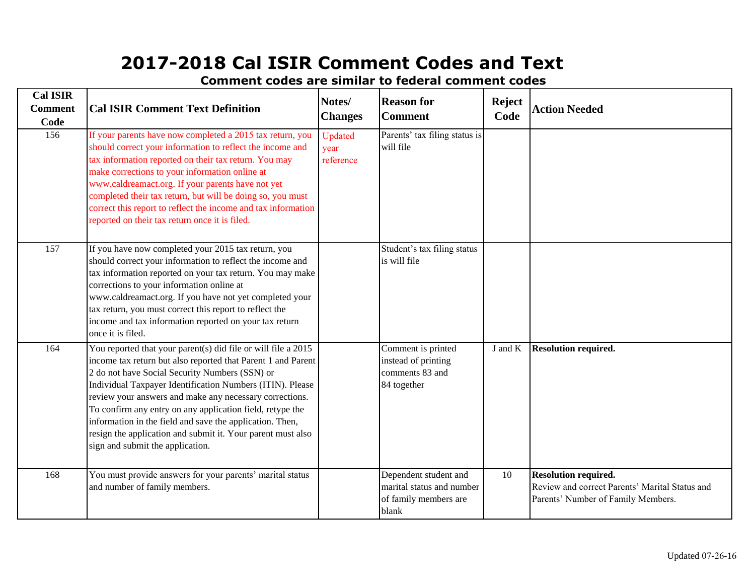# 2017-2018 Cal ISIR Comment Codes and Text

**Comment codes are similar to federal comment codes**

| Cal ISIR Comment Code | Cal ISIR Comment Text Definition | Notes/ Changes | Reason for Comment | Reject Code | Action Needed |
|---|---|---|---|---|---|
| 156 | If your parents have now completed a 2015 tax return, you should correct your information to reflect the income and tax information reported on their tax return. You may make corrections to your information online at www.caldreamact.org. If your parents have not yet completed their tax return, but will be doing so, you must correct this report to reflect the income and tax information reported on their tax return once it is filed. | Updated year reference | Parents' tax filing status is will file | | |
| 157 | If you have now completed your 2015 tax return, you should correct your information to reflect the income and tax information reported on your tax return. You may make corrections to your information online at www.caldreamact.org. If you have not yet completed your tax return, you must correct this report to reflect the income and tax information reported on your tax return once it is filed. | | Student's tax filing status is will file | | |
| 164 | You reported that your parent(s) did file or will file a 2015 income tax return but also reported that Parent 1 and Parent 2 do not have Social Security Numbers (SSN) or Individual Taxpayer Identification Numbers (ITIN). Please review your answers and make any necessary corrections. To confirm any entry on any application field, retype the information in the field and save the application. Then, resign the application and submit it. Your parent must also sign and submit the application. | | Comment is printed instead of printing comments 83 and 84 together | J and K | **Resolution required.** |
| 168 | You must provide answers for your parents' marital status and number of family members. | | Dependent student and marital status and number of family members are blank | 10 | **Resolution required.** Review and correct Parents' Marital Status and Parents' Number of Family Members. |

Updated 07-26-16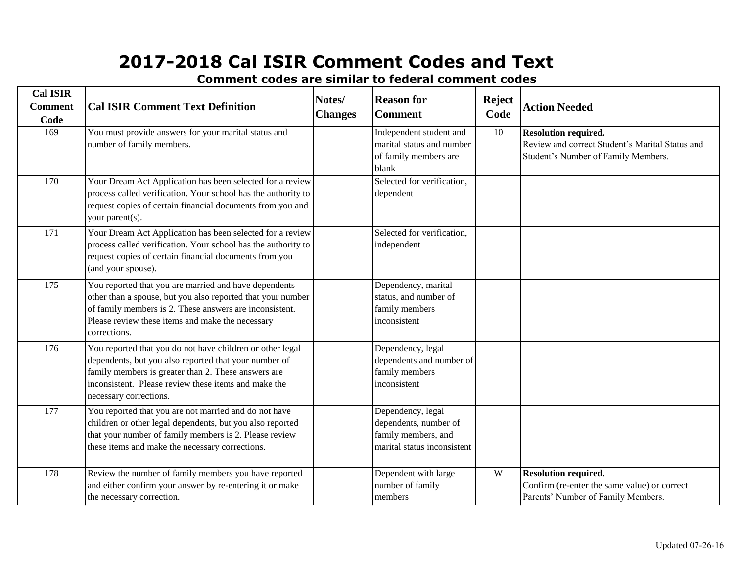# 2017-2018 Cal ISIR Comment Codes and Text

## Comment codes are similar to federal comment codes

| Cal ISIR Comment Code | Cal ISIR Comment Text Definition | Notes/ Changes | Reason for Comment | Reject Code | Action Needed |
|---|---|---|---|---|---|
| 169 | You must provide answers for your marital status and number of family members. | | Independent student and marital status and number of family members are blank | 10 | **Resolution required.** Review and correct Student's Marital Status and Student's Number of Family Members. |
| 170 | Your Dream Act Application has been selected for a review process called verification. Your school has the authority to request copies of certain financial documents from you and your parent(s). | | Selected for verification, dependent | | |
| 171 | Your Dream Act Application has been selected for a review process called verification. Your school has the authority to request copies of certain financial documents from you (and your spouse). | | Selected for verification, independent | | |
| 175 | You reported that you are married and have dependents other than a spouse, but you also reported that your number of family members is 2. These answers are inconsistent. Please review these items and make the necessary corrections. | | Dependency, marital status, and number of family members inconsistent | | |
| 176 | You reported that you do not have children or other legal dependents, but you also reported that your number of family members is greater than 2. These answers are inconsistent. Please review these items and make the necessary corrections. | | Dependency, legal dependents and number of family members inconsistent | | |
| 177 | You reported that you are not married and do not have children or other legal dependents, but you also reported that your number of family members is 2. Please review these items and make the necessary corrections. | | Dependency, legal dependents, number of family members, and marital status inconsistent | | |
| 178 | Review the number of family members you have reported and either confirm your answer by re-entering it or make the necessary correction. | | Dependent with large number of family members | W | **Resolution required.** Confirm (re-enter the same value) or correct Parents' Number of Family Members. |

Updated 07-26-16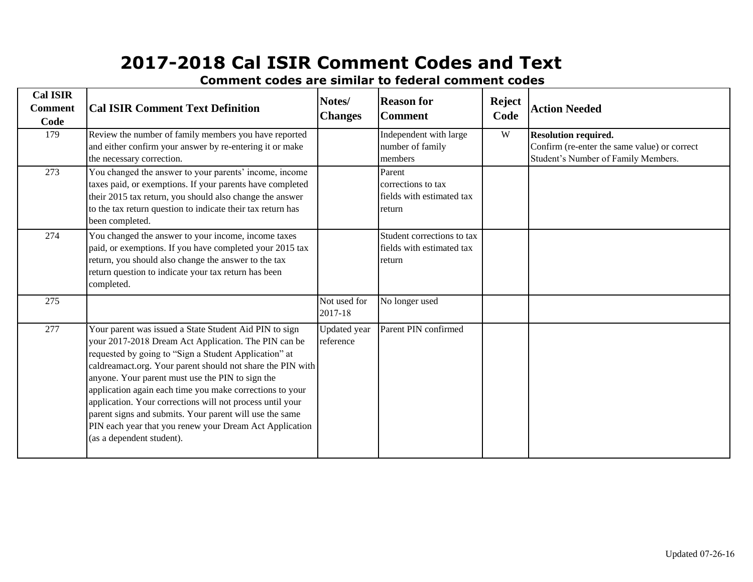# 2017-2018 Cal ISIR Comment Codes and Text

**Comment codes are similar to federal comment codes**

| Cal ISIR Comment Code | Cal ISIR Comment Text Definition | Notes/ Changes | Reason for Comment | Reject Code | Action Needed |
|---|---|---|---|---|---|
| 179 | Review the number of family members you have reported and either confirm your answer by re-entering it or make the necessary correction. | | Independent with large number of family members | W | **Resolution required.** Confirm (re-enter the same value) or correct Student's Number of Family Members. |
| 273 | You changed the answer to your parents' income, income taxes paid, or exemptions. If your parents have completed their 2015 tax return, you should also change the answer to the tax return question to indicate their tax return has been completed. | | Parent corrections to tax fields with estimated tax return | | |
| 274 | You changed the answer to your income, income taxes paid, or exemptions. If you have completed your 2015 tax return, you should also change the answer to the tax return question to indicate your tax return has been completed. | | Student corrections to tax fields with estimated tax return | | |
| 275 | | Not used for 2017-18 | No longer used | | |
| 277 | Your parent was issued a State Student Aid PIN to sign your 2017-2018 Dream Act Application. The PIN can be requested by going to "Sign a Student Application" at caldreamact.org. Your parent should not share the PIN with anyone. Your parent must use the PIN to sign the application again each time you make corrections to your application. Your corrections will not process until your parent signs and submits. Your parent will use the same PIN each year that you renew your Dream Act Application (as a dependent student). | Updated year reference | Parent PIN confirmed | | |

Updated 07-26-16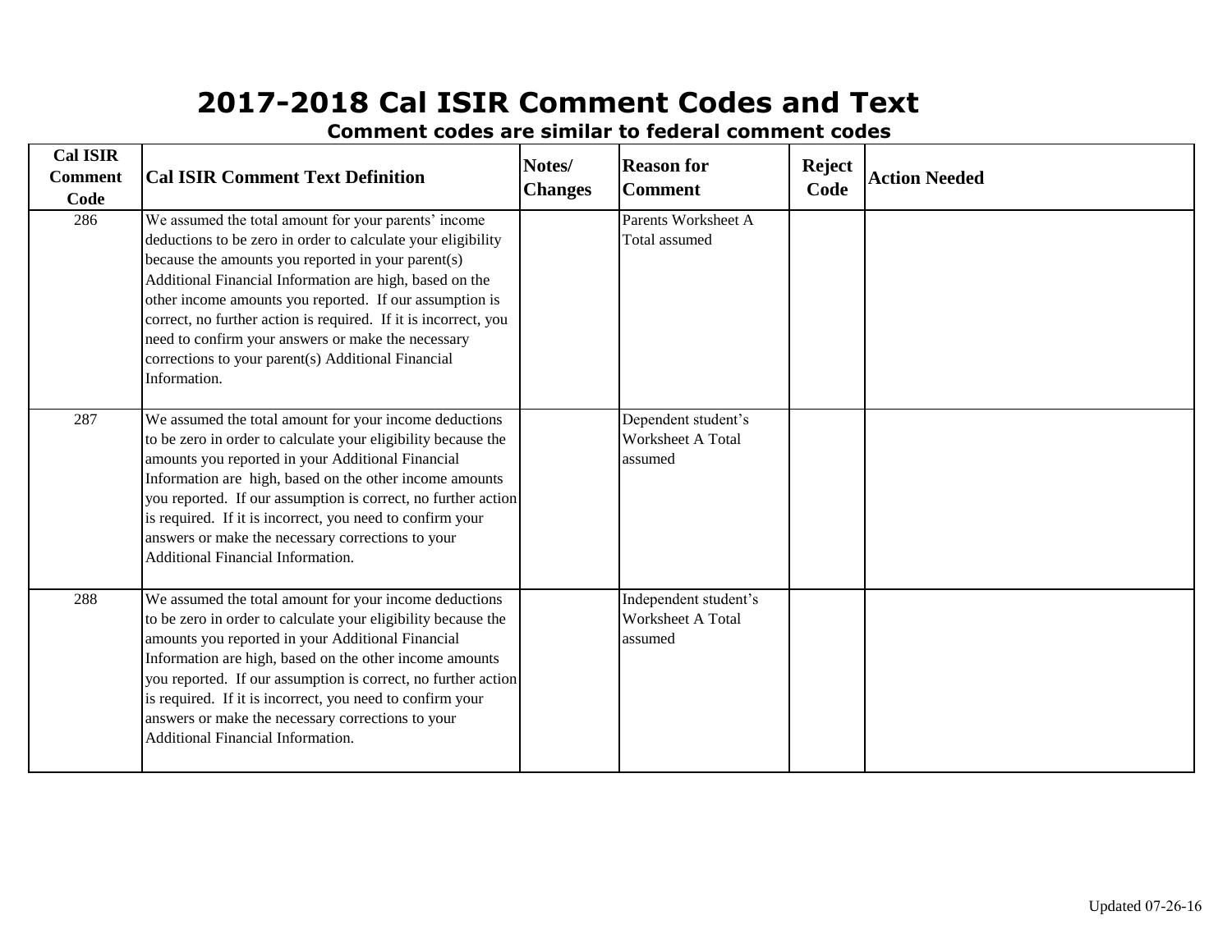# 2017-2018 Cal ISIR Comment Codes and Text

**Comment codes are similar to federal comment codes**

| Cal ISIR Comment Code | Cal ISIR Comment Text Definition | Notes/ Changes | Reason for Comment | Reject Code | Action Needed |
|---|---|---|---|---|---|
| 286 | We assumed the total amount for your parents' income deductions to be zero in order to calculate your eligibility because the amounts you reported in your parent(s) Additional Financial Information are high, based on the other income amounts you reported. If our assumption is correct, no further action is required. If it is incorrect, you need to confirm your answers or make the necessary corrections to your parent(s) Additional Financial Information. | | Parents Worksheet A Total assumed | | |
| 287 | We assumed the total amount for your income deductions to be zero in order to calculate your eligibility because the amounts you reported in your Additional Financial Information are high, based on the other income amounts you reported. If our assumption is correct, no further action is required. If it is incorrect, you need to confirm your answers or make the necessary corrections to your Additional Financial Information. | | Dependent student's Worksheet A Total assumed | | |
| 288 | We assumed the total amount for your income deductions to be zero in order to calculate your eligibility because the amounts you reported in your Additional Financial Information are high, based on the other income amounts you reported. If our assumption is correct, no further action is required. If it is incorrect, you need to confirm your answers or make the necessary corrections to your Additional Financial Information. | | Independent student's Worksheet A Total assumed | | |

Updated 07-26-16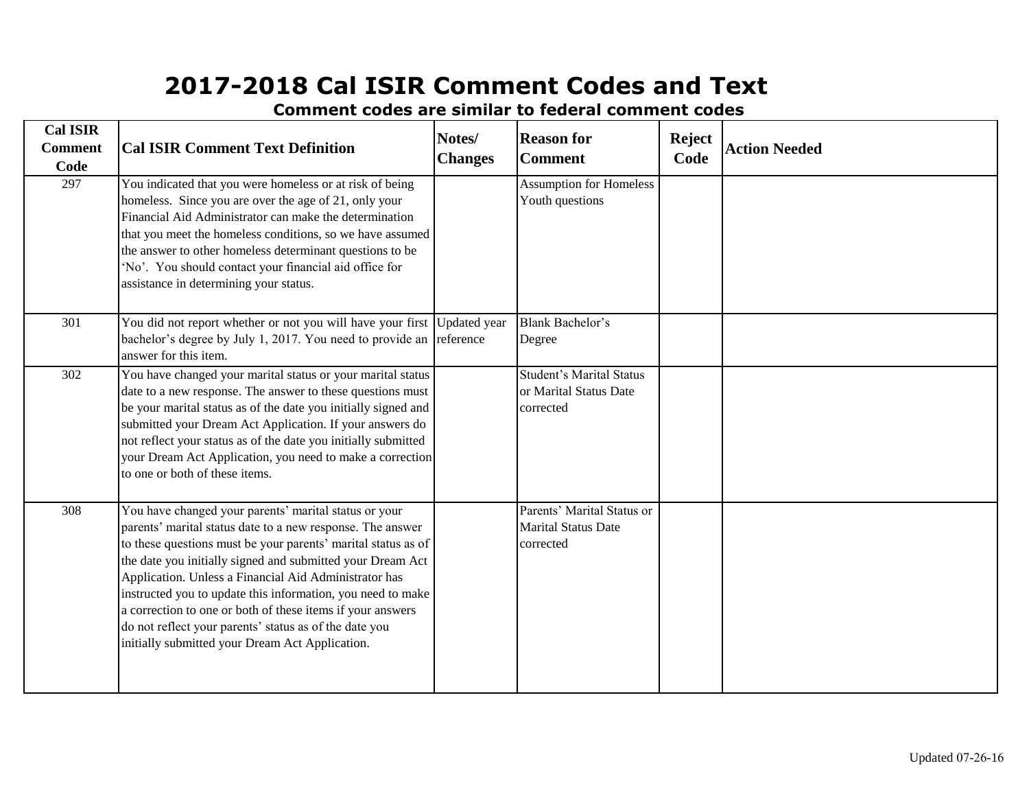# 2017-2018 Cal ISIR Comment Codes and Text

**Comment codes are similar to federal comment codes**

| Cal ISIR Comment Code | Cal ISIR Comment Text Definition | Notes/ Changes | Reason for Comment | Reject Code | Action Needed |
|---|---|---|---|---|---|
| 297 | You indicated that you were homeless or at risk of being homeless. Since you are over the age of 21, only your Financial Aid Administrator can make the determination that you meet the homeless conditions, so we have assumed the answer to other homeless determinant questions to be 'No'. You should contact your financial aid office for assistance in determining your status. | | Assumption for Homeless Youth questions | | |
| 301 | You did not report whether or not you will have your first bachelor's degree by July 1, 2017. You need to provide an answer for this item. | Updated year reference | Blank Bachelor's Degree | | |
| 302 | You have changed your marital status or your marital status date to a new response. The answer to these questions must be your marital status as of the date you initially signed and submitted your Dream Act Application. If your answers do not reflect your status as of the date you initially submitted your Dream Act Application, you need to make a correction to one or both of these items. | | Student's Marital Status or Marital Status Date corrected | | |
| 308 | You have changed your parents' marital status or your parents' marital status date to a new response. The answer to these questions must be your parents' marital status as of the date you initially signed and submitted your Dream Act Application. Unless a Financial Aid Administrator has instructed you to update this information, you need to make a correction to one or both of these items if your answers do not reflect your parents' status as of the date you initially submitted your Dream Act Application. | | Parents' Marital Status or Marital Status Date corrected | | |

Updated 07-26-16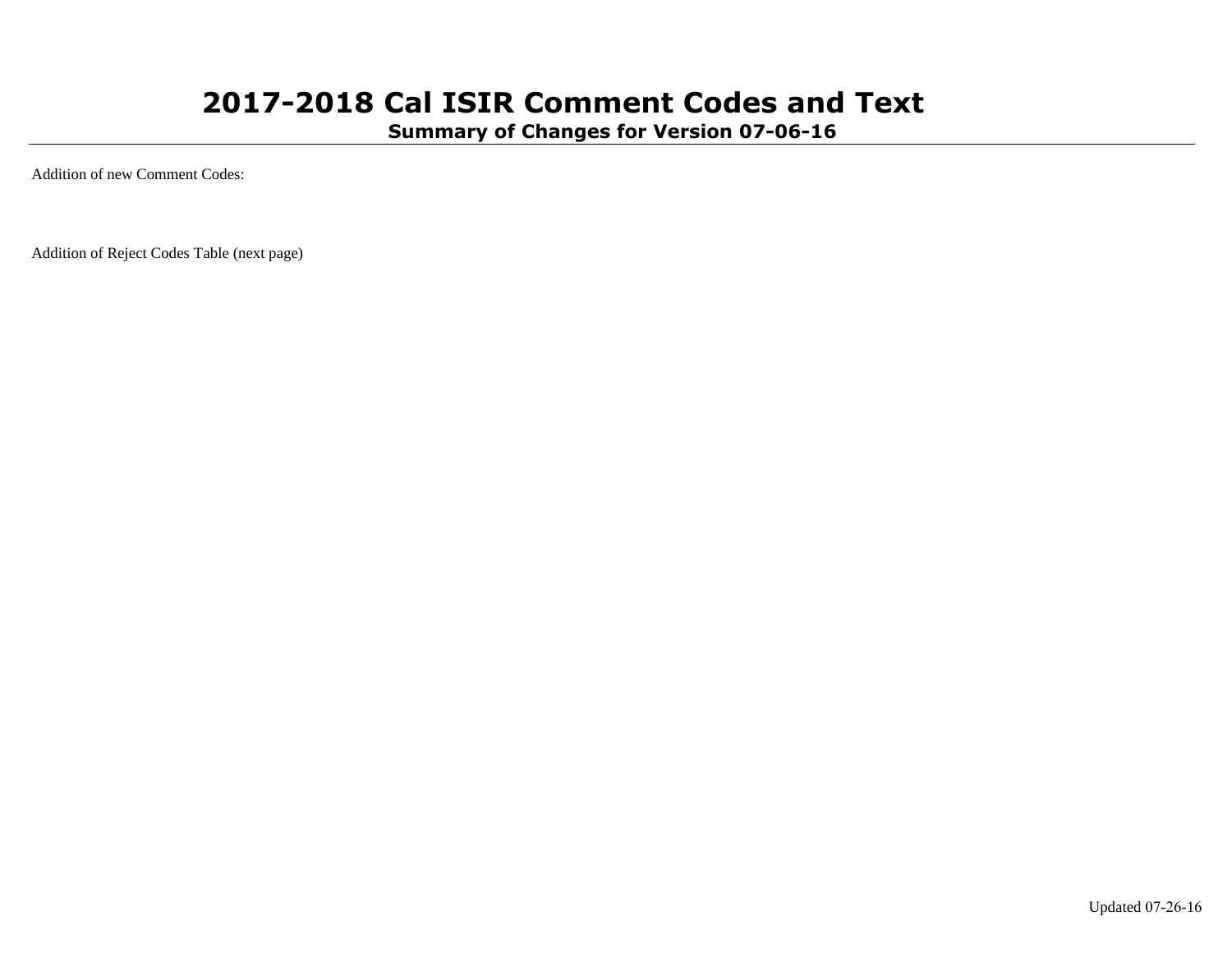# 2017-2018 Cal ISIR Comment Codes and Text

## Summary of Changes for Version 07-06-16

Addition of new Comment Codes:

Addition of Reject Codes Table (next page)

Updated 07-26-16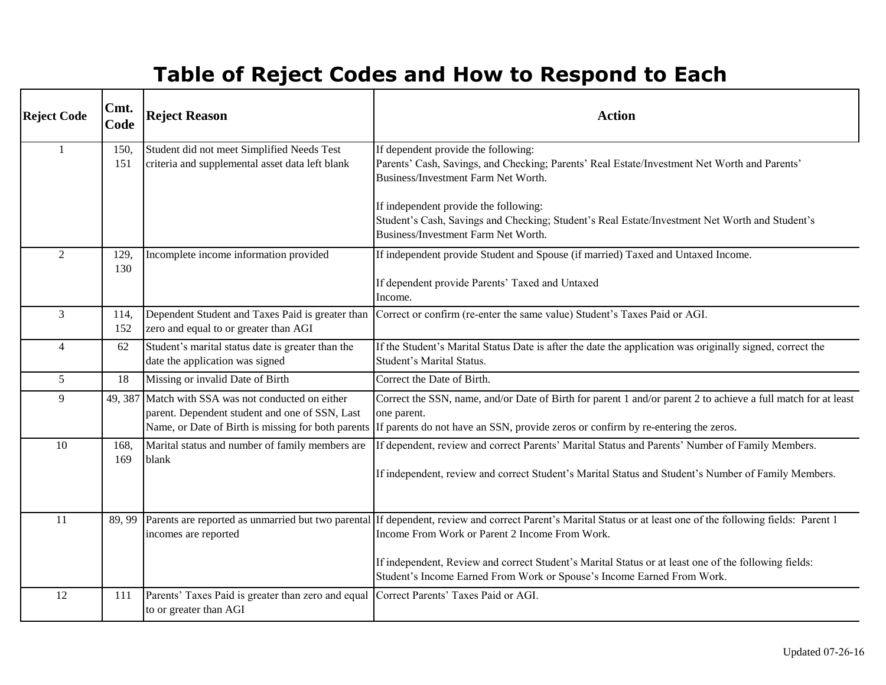# Table of Reject Codes and How to Respond to Each

| Reject Code | Cmt. Code | Reject Reason | Action |
|---|---|---|---|
| 1 | 150, 151 | Student did not meet Simplified Needs Test criteria and supplemental asset data left blank | If dependent provide the following:<br>Parents' Cash, Savings, and Checking; Parents' Real Estate/Investment Net Worth and Parents' Business/Investment Farm Net Worth.<br><br>If independent provide the following:<br>Student's Cash, Savings and Checking; Student's Real Estate/Investment Net Worth and Student's Business/Investment Farm Net Worth. |
| 2 | 129, 130 | Incomplete income information provided | If independent provide Student and Spouse (if married) Taxed and Untaxed Income.<br><br>If dependent provide Parents' Taxed and Untaxed Income. |
| 3 | 114, 152 | Dependent Student and Taxes Paid is greater than zero and equal to or greater than AGI | Correct or confirm (re-enter the same value) Student's Taxes Paid or AGI. |
| 4 | 62 | Student's marital status date is greater than the date the application was signed | If the Student's Marital Status Date is after the date the application was originally signed, correct the Student's Marital Status. |
| 5 | 18 | Missing or invalid Date of Birth | Correct the Date of Birth. |
| 9 | 49, 387 | Match with SSA was not conducted on either parent. Dependent student and one of SSN, Last Name, or Date of Birth is missing for both parents | Correct the SSN, name, and/or Date of Birth for parent 1 and/or parent 2 to achieve a full match for at least one parent.<br>If parents do not have an SSN, provide zeros or confirm by re-entering the zeros. |
| 10 | 168, 169 | Marital status and number of family members are blank | If dependent, review and correct Parents' Marital Status and Parents' Number of Family Members.<br><br>If independent, review and correct Student's Marital Status and Student's Number of Family Members. |
| 11 | 89, 99 | Parents are reported as unmarried but two parental incomes are reported | If dependent, review and correct Parent's Marital Status or at least one of the following fields: Parent 1 Income From Work or Parent 2 Income From Work.<br><br>If independent, Review and correct Student's Marital Status or at least one of the following fields: Student's Income Earned From Work or Spouse's Income Earned From Work. |
| 12 | 111 | Parents' Taxes Paid is greater than zero and equal to or greater than AGI | Correct Parents' Taxes Paid or AGI. |

Updated 07-26-16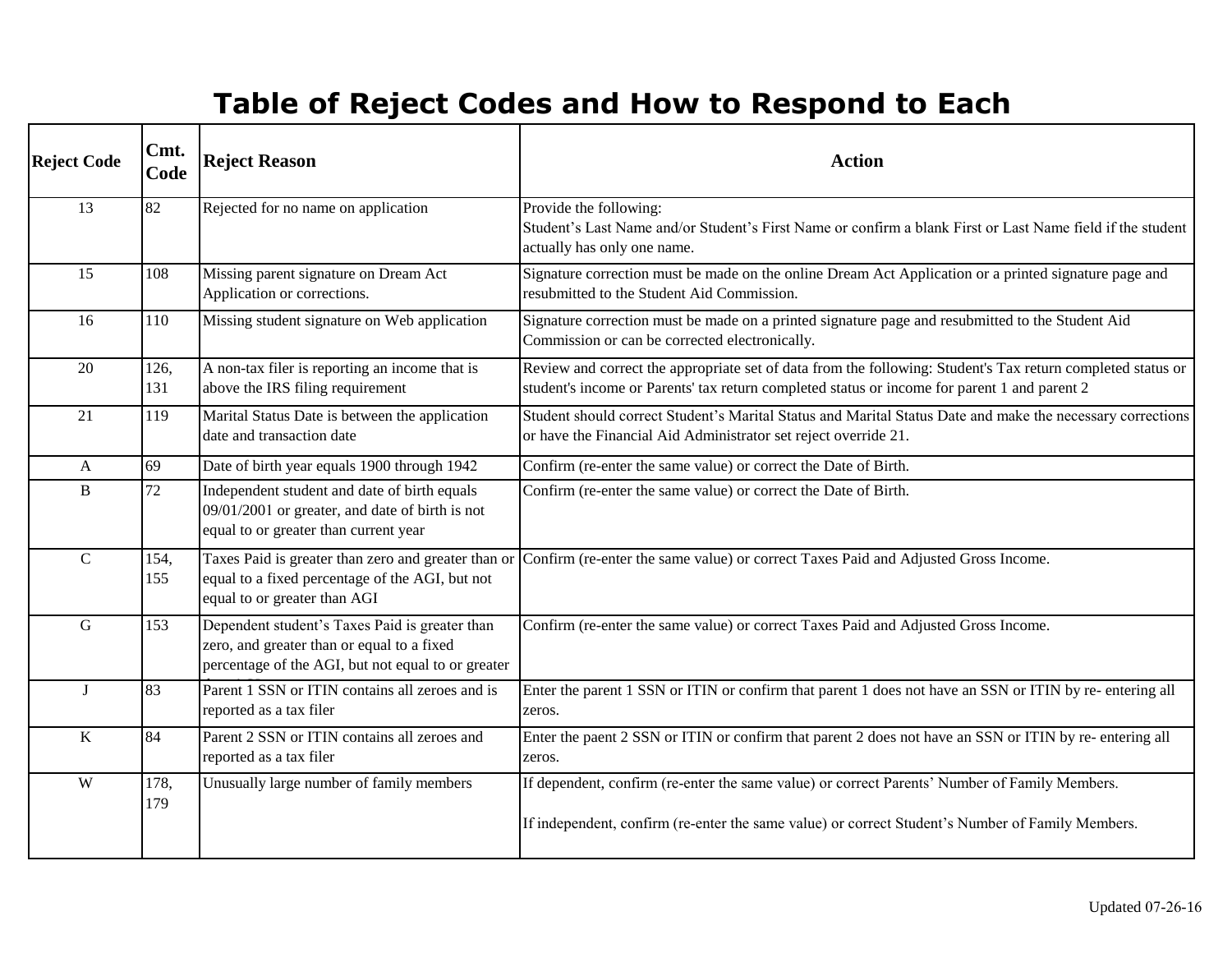# Table of Reject Codes and How to Respond to Each

| Reject Code | Cmt. Code | Reject Reason | Action |
|---|---|---|---|
| 13 | 82 | Rejected for no name on application | Provide the following:<br>Student's Last Name and/or Student's First Name or confirm a blank First or Last Name field if the student actually has only one name. |
| 15 | 108 | Missing parent signature on Dream Act Application or corrections. | Signature correction must be made on the online Dream Act Application or a printed signature page and resubmitted to the Student Aid Commission. |
| 16 | 110 | Missing student signature on Web application | Signature correction must be made on a printed signature page and resubmitted to the Student Aid Commission or can be corrected electronically. |
| 20 | 126, 131 | A non-tax filer is reporting an income that is above the IRS filing requirement | Review and correct the appropriate set of data from the following: Student's Tax return completed status or student's income or Parents' tax return completed status or income for parent 1 and parent 2 |
| 21 | 119 | Marital Status Date is between the application date and transaction date | Student should correct Student's Marital Status and Marital Status Date and make the necessary corrections or have the Financial Aid Administrator set reject override 21. |
| A | 69 | Date of birth year equals 1900 through 1942 | Confirm (re-enter the same value) or correct the Date of Birth. |
| B | 72 | Independent student and date of birth equals 09/01/2001 or greater, and date of birth is not equal to or greater than current year | Confirm (re-enter the same value) or correct the Date of Birth. |
| C | 154, 155 | Taxes Paid is greater than zero and greater than or equal to a fixed percentage of the AGI, but not equal to or greater than AGI | Confirm (re-enter the same value) or correct Taxes Paid and Adjusted Gross Income. |
| G | 153 | Dependent student's Taxes Paid is greater than zero, and greater than or equal to a fixed percentage of the AGI, but not equal to or greater | Confirm (re-enter the same value) or correct Taxes Paid and Adjusted Gross Income. |
| J | 83 | Parent 1 SSN or ITIN contains all zeroes and is reported as a tax filer | Enter the parent 1 SSN or ITIN or confirm that parent 1 does not have an SSN or ITIN by re- entering all zeros. |
| K | 84 | Parent 2 SSN or ITIN contains all zeroes and reported as a tax filer | Enter the paent 2 SSN or ITIN or confirm that parent 2 does not have an SSN or ITIN by re- entering all zeros. |
| W | 178, 179 | Unusually large number of family members | If dependent, confirm (re-enter the same value) or correct Parents' Number of Family Members.<br><br>If independent, confirm (re-enter the same value) or correct Student's Number of Family Members. |

Updated 07-26-16